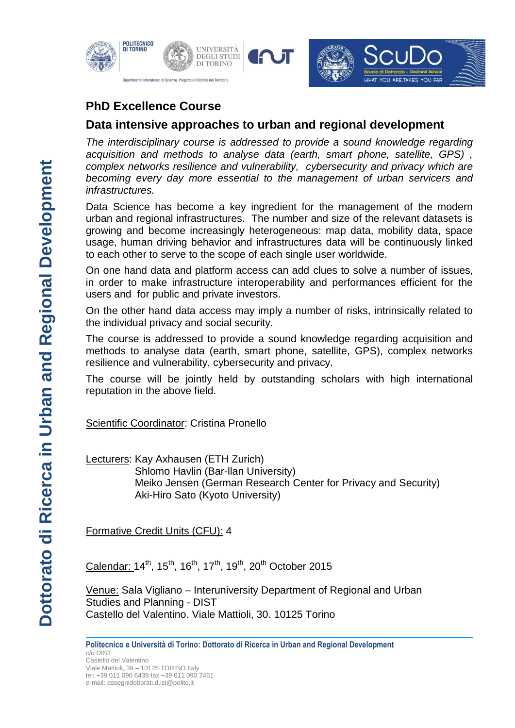## PhD Excellence Course

## Data intensive approaches to urban and regional development

*The interdisciplinary course is addressed to provide a sound knowledge regarding acquisition and methods to analyse data (earth, smart phone, satellite, GPS) , complex networks resilience and vulnerability, cybersecurity and privacy which are becoming every day more essential to the management of urban servicers and infrastructures.*

Data Science has become a key ingredient for the management of the modern urban and regional infrastructures. The number and size of the relevant datasets is growing and become increasingly heterogeneous: map data, mobility data, space usage, human driving behavior and infrastructures data will be continuously linked to each other to serve to the scope of each single user worldwide.

On one hand data and platform access can add clues to solve a number of issues, in order to make infrastructure interoperability and performances efficient for the users and for public and private investors.

On the other hand data access may imply a number of risks, intrinsically related to the individual privacy and social security.

The course is addressed to provide a sound knowledge regarding acquisition and methods to analyse data (earth, smart phone, satellite, GPS), complex networks resilience and vulnerability, cybersecurity and privacy.

The course will be jointly held by outstanding scholars with high international reputation in the above field.

Scientific Coordinator: Cristina Pronello

Lecturers: Kay Axhausen (ETH Zurich)
Shlomo Havlin (Bar-llan University)
Meiko Jensen (German Research Center for Privacy and Security)
Aki-Hiro Sato (Kyoto University)

Formative Credit Units (CFU): 4

Calendar: 14th, 15th, 16th, 17th, 19th, 20th October 2015

Venue: Sala Vigliano – Interuniversity Department of Regional and Urban Studies and Planning - DIST
Castello del Valentino. Viale Mattioli, 30. 10125 Torino

**Politecnico e Università di Torino: Dottorato di Ricerca in Urban and Regional Development**
c/o DIST
Castello del Valentino
Viale Mattioli, 39 – 10125 TORINO Italy
tel: +39 011 090 6439 fax +39 011 090 7461
e-mail: assegnidottorati.d.ist@polito.it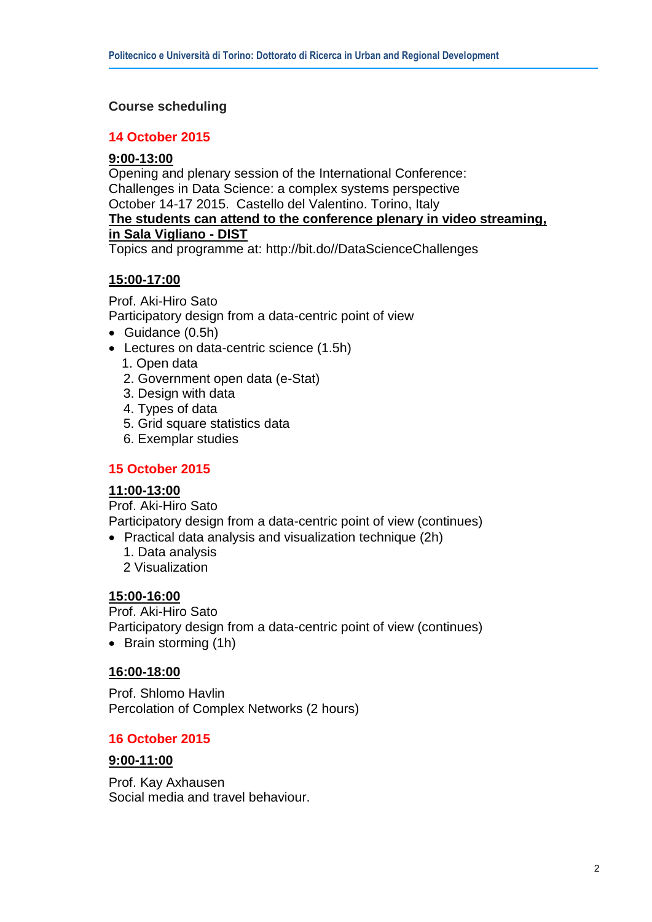## Course scheduling

### 14 October 2015

**9:00-13:00**

Opening and plenary session of the International Conference:
Challenges in Data Science: a complex systems perspective
October 14-17 2015. Castello del Valentino. Torino, Italy
**The students can attend to the conference plenary in video streaming, in Sala Vigliano - DIST**
Topics and programme at: http://bit.do//DataScienceChallenges

**15:00-17:00**

Prof. Aki-Hiro Sato
Participatory design from a data-centric point of view

- Guidance (0.5h)
- Lectures on data-centric science (1.5h)
  1. Open data
  2. Government open data (e-Stat)
  3. Design with data
  4. Types of data
  5. Grid square statistics data
  6. Exemplar studies

### 15 October 2015

**11:00-13:00**

Prof. Aki-Hiro Sato
Participatory design from a data-centric point of view (continues)

- Practical data analysis and visualization technique (2h)
  1. Data analysis
  2 Visualization

**15:00-16:00**

Prof. Aki-Hiro Sato
Participatory design from a data-centric point of view (continues)

- Brain storming (1h)

**16:00-18:00**

Prof. Shlomo Havlin
Percolation of Complex Networks (2 hours)

### 16 October 2015

**9:00-11:00**

Prof. Kay Axhausen
Social media and travel behaviour.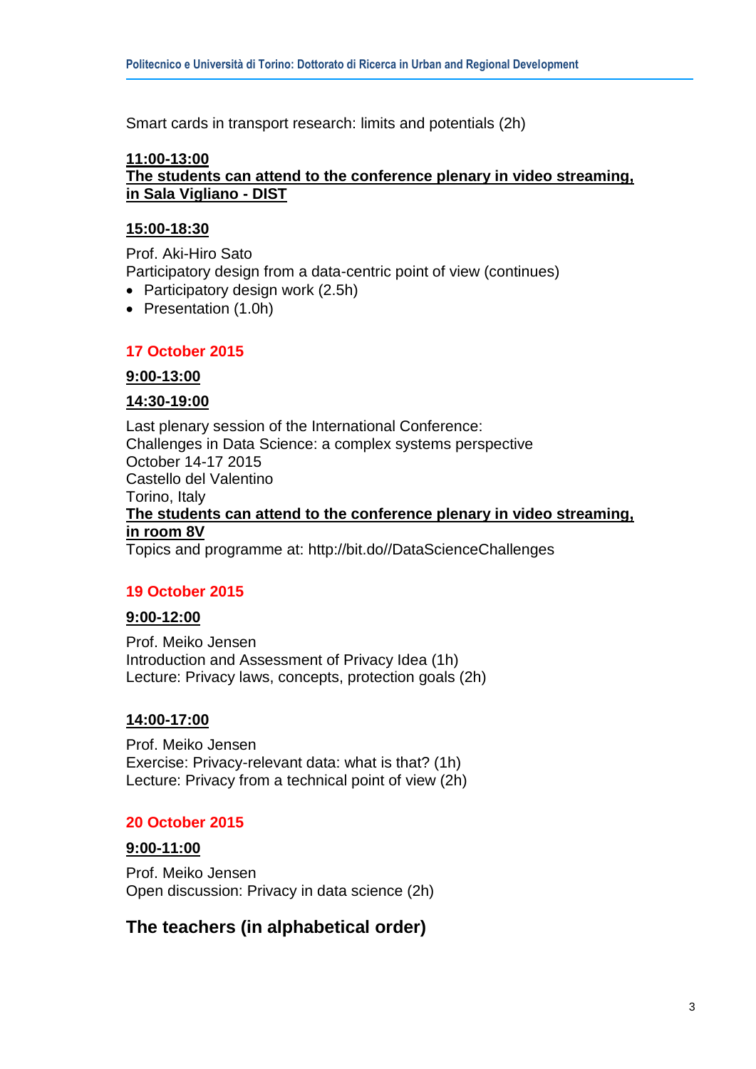Smart cards in transport research: limits and potentials (2h)

**11:00-13:00**
**The students can attend to the conference plenary in video streaming, in Sala Vigliano - DIST**

**15:00-18:30**

Prof. Aki-Hiro Sato
Participatory design from a data-centric point of view (continues)

- Participatory design work (2.5h)
- Presentation (1.0h)

### 17 October 2015

**9:00-13:00**

**14:30-19:00**

Last plenary session of the International Conference:
Challenges in Data Science: a complex systems perspective
October 14-17 2015
Castello del Valentino
Torino, Italy
**The students can attend to the conference plenary in video streaming, in room 8V**
Topics and programme at: http://bit.do//DataScienceChallenges

### 19 October 2015

**9:00-12:00**

Prof. Meiko Jensen
Introduction and Assessment of Privacy Idea (1h)
Lecture: Privacy laws, concepts, protection goals (2h)

**14:00-17:00**

Prof. Meiko Jensen
Exercise: Privacy-relevant data: what is that? (1h)
Lecture: Privacy from a technical point of view (2h)

### 20 October 2015

**9:00-11:00**

Prof. Meiko Jensen
Open discussion: Privacy in data science (2h)

## The teachers (in alphabetical order)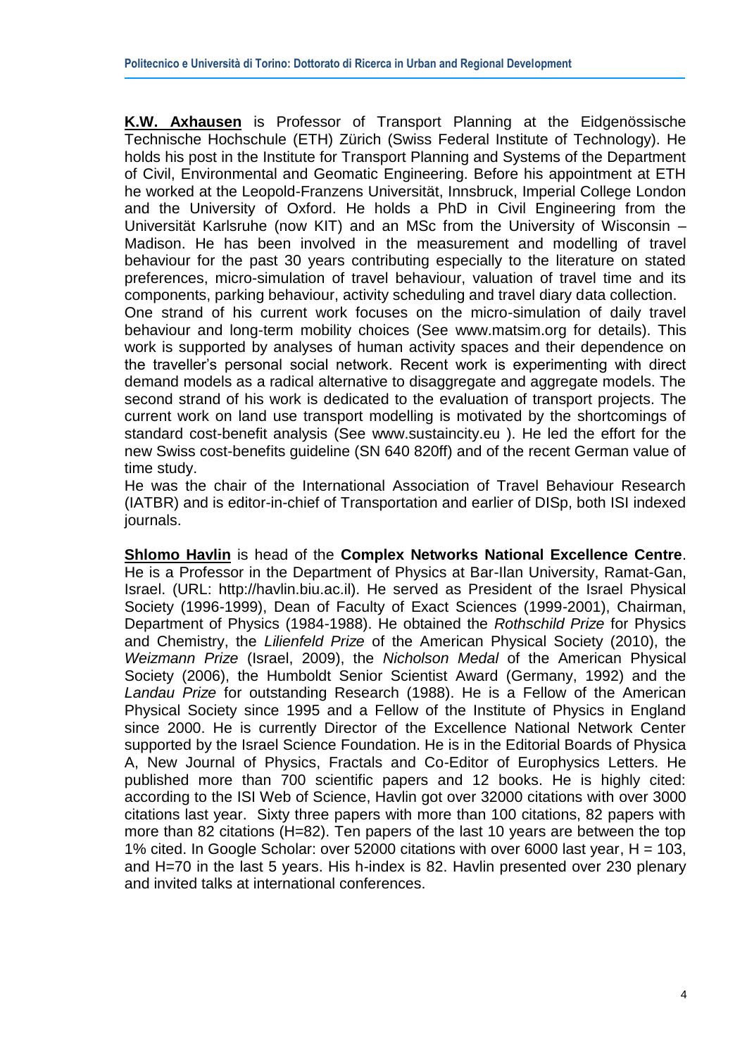**K.W. Axhausen** is Professor of Transport Planning at the Eidgenössische Technische Hochschule (ETH) Zürich (Swiss Federal Institute of Technology). He holds his post in the Institute for Transport Planning and Systems of the Department of Civil, Environmental and Geomatic Engineering. Before his appointment at ETH he worked at the Leopold-Franzens Universität, Innsbruck, Imperial College London and the University of Oxford. He holds a PhD in Civil Engineering from the Universität Karlsruhe (now KIT) and an MSc from the University of Wisconsin – Madison. He has been involved in the measurement and modelling of travel behaviour for the past 30 years contributing especially to the literature on stated preferences, micro-simulation of travel behaviour, valuation of travel time and its components, parking behaviour, activity scheduling and travel diary data collection.
One strand of his current work focuses on the micro-simulation of daily travel behaviour and long-term mobility choices (See www.matsim.org for details). This work is supported by analyses of human activity spaces and their dependence on the traveller's personal social network. Recent work is experimenting with direct demand models as a radical alternative to disaggregate and aggregate models. The second strand of his work is dedicated to the evaluation of transport projects. The current work on land use transport modelling is motivated by the shortcomings of standard cost-benefit analysis (See www.sustaincity.eu ). He led the effort for the new Swiss cost-benefits guideline (SN 640 820ff) and of the recent German value of time study.
He was the chair of the International Association of Travel Behaviour Research (IATBR) and is editor-in-chief of Transportation and earlier of DISp, both ISI indexed journals.

**Shlomo Havlin** is head of the **Complex Networks National Excellence Centre**. He is a Professor in the Department of Physics at Bar-Ilan University, Ramat-Gan, Israel. (URL: http://havlin.biu.ac.il). He served as President of the Israel Physical Society (1996-1999), Dean of Faculty of Exact Sciences (1999-2001), Chairman, Department of Physics (1984-1988). He obtained the *Rothschild Prize* for Physics and Chemistry, the *Lilienfeld Prize* of the American Physical Society (2010), the *Weizmann Prize* (Israel, 2009), the *Nicholson Medal* of the American Physical Society (2006), the Humboldt Senior Scientist Award (Germany, 1992) and the *Landau Prize* for outstanding Research (1988). He is a Fellow of the American Physical Society since 1995 and a Fellow of the Institute of Physics in England since 2000. He is currently Director of the Excellence National Network Center supported by the Israel Science Foundation. He is in the Editorial Boards of Physica A, New Journal of Physics, Fractals and Co-Editor of Europhysics Letters. He published more than 700 scientific papers and 12 books. He is highly cited: according to the ISI Web of Science, Havlin got over 32000 citations with over 3000 citations last year. Sixty three papers with more than 100 citations, 82 papers with more than 82 citations (H=82). Ten papers of the last 10 years are between the top 1% cited. In Google Scholar: over 52000 citations with over 6000 last year, H = 103, and H=70 in the last 5 years. His h-index is 82. Havlin presented over 230 plenary and invited talks at international conferences.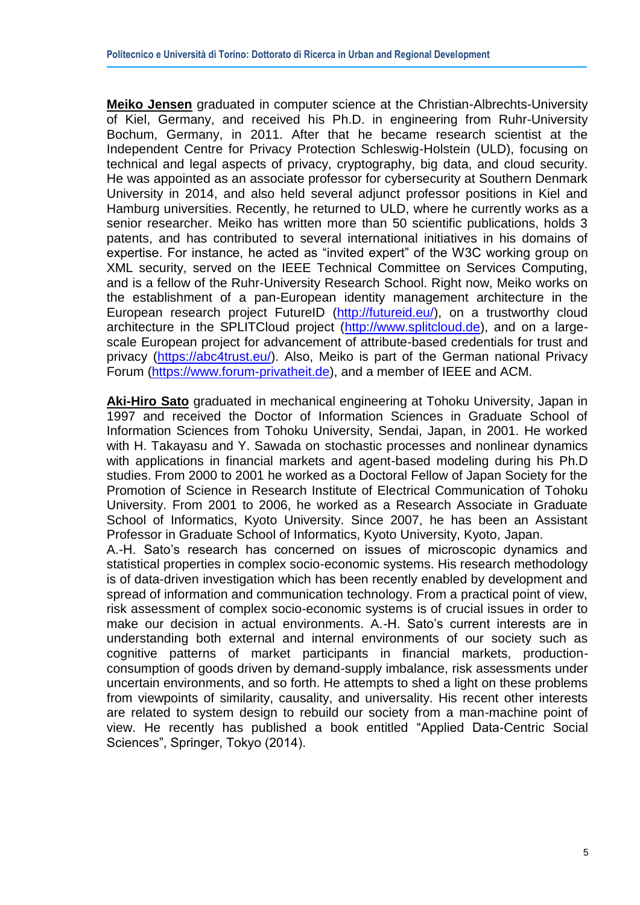**Meiko Jensen** graduated in computer science at the Christian-Albrechts-University of Kiel, Germany, and received his Ph.D. in engineering from Ruhr-University Bochum, Germany, in 2011. After that he became research scientist at the Independent Centre for Privacy Protection Schleswig-Holstein (ULD), focusing on technical and legal aspects of privacy, cryptography, big data, and cloud security. He was appointed as an associate professor for cybersecurity at Southern Denmark University in 2014, and also held several adjunct professor positions in Kiel and Hamburg universities. Recently, he returned to ULD, where he currently works as a senior researcher. Meiko has written more than 50 scientific publications, holds 3 patents, and has contributed to several international initiatives in his domains of expertise. For instance, he acted as "invited expert" of the W3C working group on XML security, served on the IEEE Technical Committee on Services Computing, and is a fellow of the Ruhr-University Research School. Right now, Meiko works on the establishment of a pan-European identity management architecture in the European research project FutureID (http://futureid.eu/), on a trustworthy cloud architecture in the SPLITCloud project (http://www.splitcloud.de), and on a large-scale European project for advancement of attribute-based credentials for trust and privacy (https://abc4trust.eu/). Also, Meiko is part of the German national Privacy Forum (https://www.forum-privatheit.de), and a member of IEEE and ACM.

**Aki-Hiro Sato** graduated in mechanical engineering at Tohoku University, Japan in 1997 and received the Doctor of Information Sciences in Graduate School of Information Sciences from Tohoku University, Sendai, Japan, in 2001. He worked with H. Takayasu and Y. Sawada on stochastic processes and nonlinear dynamics with applications in financial markets and agent-based modeling during his Ph.D studies. From 2000 to 2001 he worked as a Doctoral Fellow of Japan Society for the Promotion of Science in Research Institute of Electrical Communication of Tohoku University. From 2001 to 2006, he worked as a Research Associate in Graduate School of Informatics, Kyoto University. Since 2007, he has been an Assistant Professor in Graduate School of Informatics, Kyoto University, Kyoto, Japan.

A.-H. Sato's research has concerned on issues of microscopic dynamics and statistical properties in complex socio-economic systems. His research methodology is of data-driven investigation which has been recently enabled by development and spread of information and communication technology. From a practical point of view, risk assessment of complex socio-economic systems is of crucial issues in order to make our decision in actual environments. A.-H. Sato's current interests are in understanding both external and internal environments of our society such as cognitive patterns of market participants in financial markets, production-consumption of goods driven by demand-supply imbalance, risk assessments under uncertain environments, and so forth. He attempts to shed a light on these problems from viewpoints of similarity, causality, and universality. His recent other interests are related to system design to rebuild our society from a man-machine point of view. He recently has published a book entitled "Applied Data-Centric Social Sciences", Springer, Tokyo (2014).